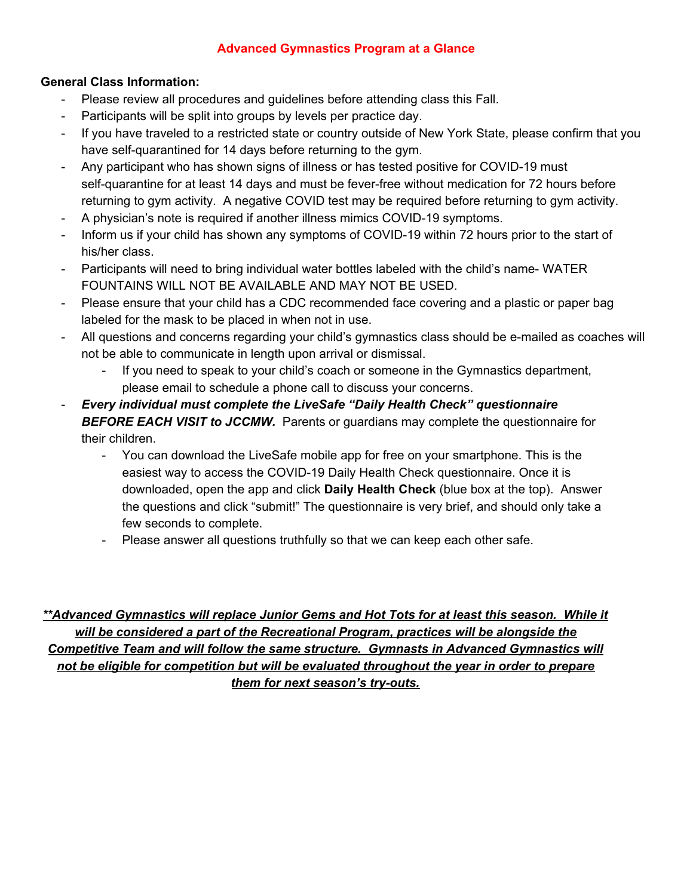# Advanced Gymnastics Program at a Glance

**General Class Information:**

- Please review all procedures and guidelines before attending class this Fall.
- Participants will be split into groups by levels per practice day.
- If you have traveled to a restricted state or country outside of New York State, please confirm that you have self-quarantined for 14 days before returning to the gym.
- Any participant who has shown signs of illness or has tested positive for COVID-19 must self-quarantine for at least 14 days and must be fever-free without medication for 72 hours before returning to gym activity. A negative COVID test may be required before returning to gym activity.
- A physician's note is required if another illness mimics COVID-19 symptoms.
- Inform us if your child has shown any symptoms of COVID-19 within 72 hours prior to the start of his/her class.
- Participants will need to bring individual water bottles labeled with the child's name- WATER FOUNTAINS WILL NOT BE AVAILABLE AND MAY NOT BE USED.
- Please ensure that your child has a CDC recommended face covering and a plastic or paper bag labeled for the mask to be placed in when not in use.
- All questions and concerns regarding your child's gymnastics class should be e-mailed as coaches will not be able to communicate in length upon arrival or dismissal.
    - If you need to speak to your child's coach or someone in the Gymnastics department, please email to schedule a phone call to discuss your concerns.
- ***Every individual must complete the LiveSafe "Daily Health Check" questionnaire BEFORE EACH VISIT to JCCMW.*** Parents or guardians may complete the questionnaire for their children.
    - You can download the LiveSafe mobile app for free on your smartphone. This is the easiest way to access the COVID-19 Daily Health Check questionnaire. Once it is downloaded, open the app and click **Daily Health Check** (blue box at the top). Answer the questions and click "submit!" The questionnaire is very brief, and should only take a few seconds to complete.
    - Please answer all questions truthfully so that we can keep each other safe.

***<u>**Advanced Gymnastics will replace Junior Gems and Hot Tots for at least this season. While it will be considered a part of the Recreational Program, practices will be alongside the Competitive Team and will follow the same structure. Gymnasts in Advanced Gymnastics will not be eligible for competition but will be evaluated throughout the year in order to prepare them for next season's try-outs.</u>***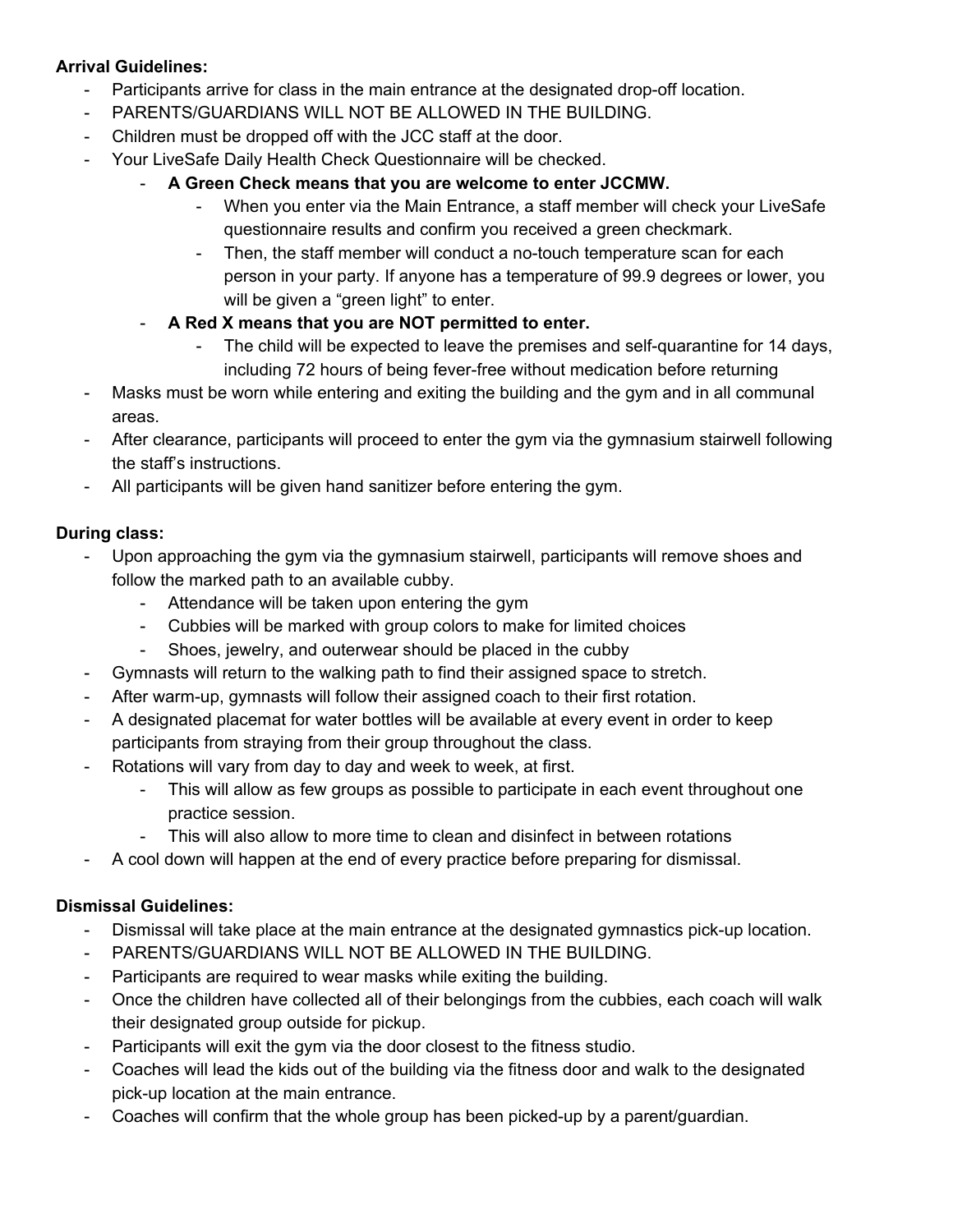**Arrival Guidelines:**

- Participants arrive for class in the main entrance at the designated drop-off location.
- PARENTS/GUARDIANS WILL NOT BE ALLOWED IN THE BUILDING.
- Children must be dropped off with the JCC staff at the door.
- Your LiveSafe Daily Health Check Questionnaire will be checked.
    - **A Green Check means that you are welcome to enter JCCMW.**
        - When you enter via the Main Entrance, a staff member will check your LiveSafe questionnaire results and confirm you received a green checkmark.
        - Then, the staff member will conduct a no-touch temperature scan for each person in your party. If anyone has a temperature of 99.9 degrees or lower, you will be given a "green light" to enter.
    - **A Red X means that you are NOT permitted to enter.**
        - The child will be expected to leave the premises and self-quarantine for 14 days, including 72 hours of being fever-free without medication before returning
- Masks must be worn while entering and exiting the building and the gym and in all communal areas.
- After clearance, participants will proceed to enter the gym via the gymnasium stairwell following the staff's instructions.
- All participants will be given hand sanitizer before entering the gym.

**During class:**

- Upon approaching the gym via the gymnasium stairwell, participants will remove shoes and follow the marked path to an available cubby.
    - Attendance will be taken upon entering the gym
    - Cubbies will be marked with group colors to make for limited choices
    - Shoes, jewelry, and outerwear should be placed in the cubby
- Gymnasts will return to the walking path to find their assigned space to stretch.
- After warm-up, gymnasts will follow their assigned coach to their first rotation.
- A designated placemat for water bottles will be available at every event in order to keep participants from straying from their group throughout the class.
- Rotations will vary from day to day and week to week, at first.
    - This will allow as few groups as possible to participate in each event throughout one practice session.
    - This will also allow to more time to clean and disinfect in between rotations
- A cool down will happen at the end of every practice before preparing for dismissal.

**Dismissal Guidelines:**

- Dismissal will take place at the main entrance at the designated gymnastics pick-up location.
- PARENTS/GUARDIANS WILL NOT BE ALLOWED IN THE BUILDING.
- Participants are required to wear masks while exiting the building.
- Once the children have collected all of their belongings from the cubbies, each coach will walk their designated group outside for pickup.
- Participants will exit the gym via the door closest to the fitness studio.
- Coaches will lead the kids out of the building via the fitness door and walk to the designated pick-up location at the main entrance.
- Coaches will confirm that the whole group has been picked-up by a parent/guardian.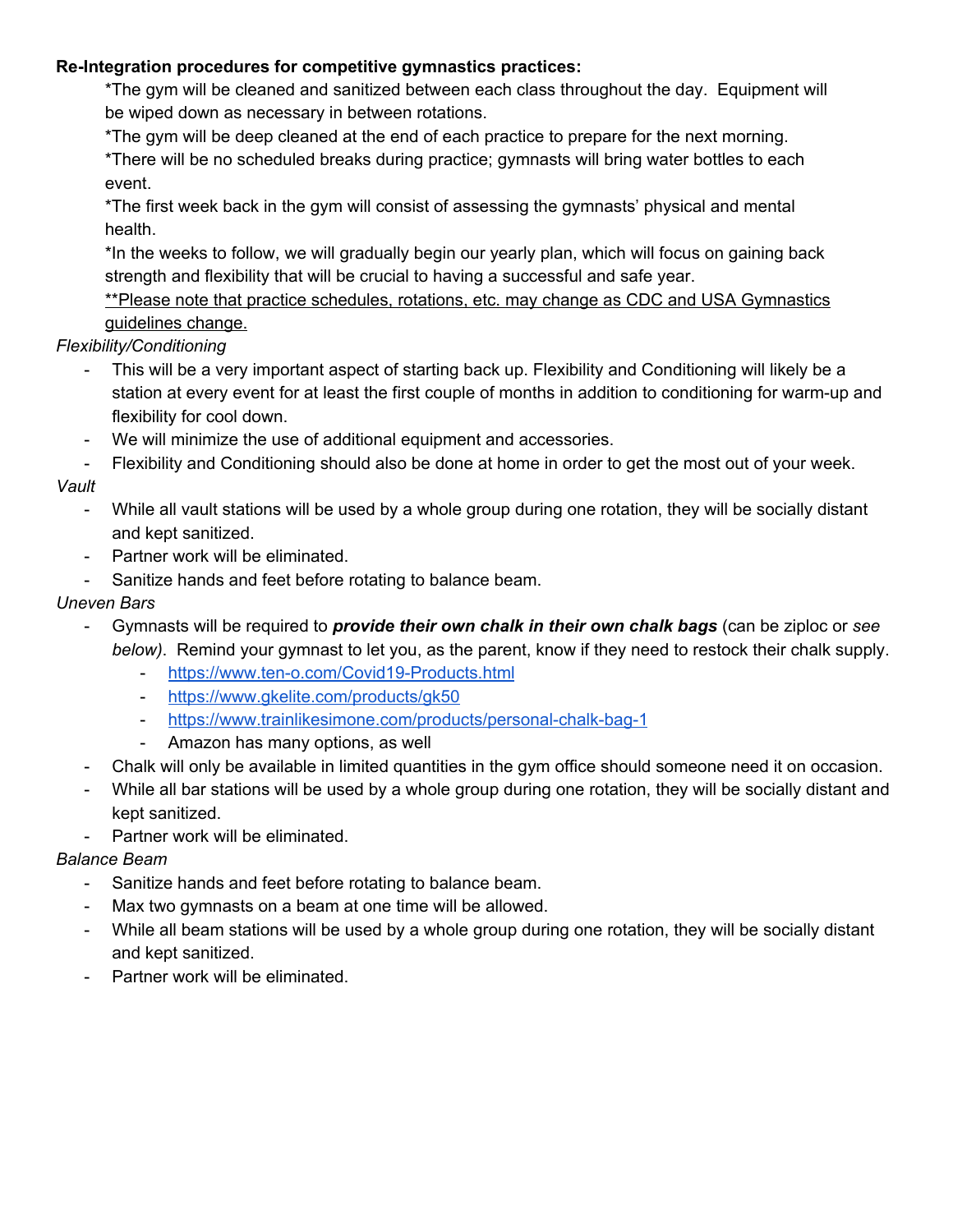**Re-Integration procedures for competitive gymnastics practices:**

*The gym will be cleaned and sanitized between each class throughout the day. Equipment will be wiped down as necessary in between rotations.

*The gym will be deep cleaned at the end of each practice to prepare for the next morning.

*There will be no scheduled breaks during practice; gymnasts will bring water bottles to each event.

*The first week back in the gym will consist of assessing the gymnasts' physical and mental health.

*In the weeks to follow, we will gradually begin our yearly plan, which will focus on gaining back strength and flexibility that will be crucial to having a successful and safe year.

<u>**Please note that practice schedules, rotations, etc. may change as CDC and USA Gymnastics guidelines change.</u>

*Flexibility/Conditioning*

- This will be a very important aspect of starting back up. Flexibility and Conditioning will likely be a station at every event for at least the first couple of months in addition to conditioning for warm-up and flexibility for cool down.
- We will minimize the use of additional equipment and accessories.
- Flexibility and Conditioning should also be done at home in order to get the most out of your week.

*Vault*

- While all vault stations will be used by a whole group during one rotation, they will be socially distant and kept sanitized.
- Partner work will be eliminated.
- Sanitize hands and feet before rotating to balance beam.

*Uneven Bars*

- Gymnasts will be required to ***provide their own chalk in their own chalk bags*** (can be ziploc or *see below)*. Remind your gymnast to let you, as the parent, know if they need to restock their chalk supply.
  - https://www.ten-o.com/Covid19-Products.html
  - https://www.gkelite.com/products/gk50
  - https://www.trainlikesimone.com/products/personal-chalk-bag-1
  - Amazon has many options, as well
- Chalk will only be available in limited quantities in the gym office should someone need it on occasion.
- While all bar stations will be used by a whole group during one rotation, they will be socially distant and kept sanitized.
- Partner work will be eliminated.

*Balance Beam*

- Sanitize hands and feet before rotating to balance beam.
- Max two gymnasts on a beam at one time will be allowed.
- While all beam stations will be used by a whole group during one rotation, they will be socially distant and kept sanitized.
- Partner work will be eliminated.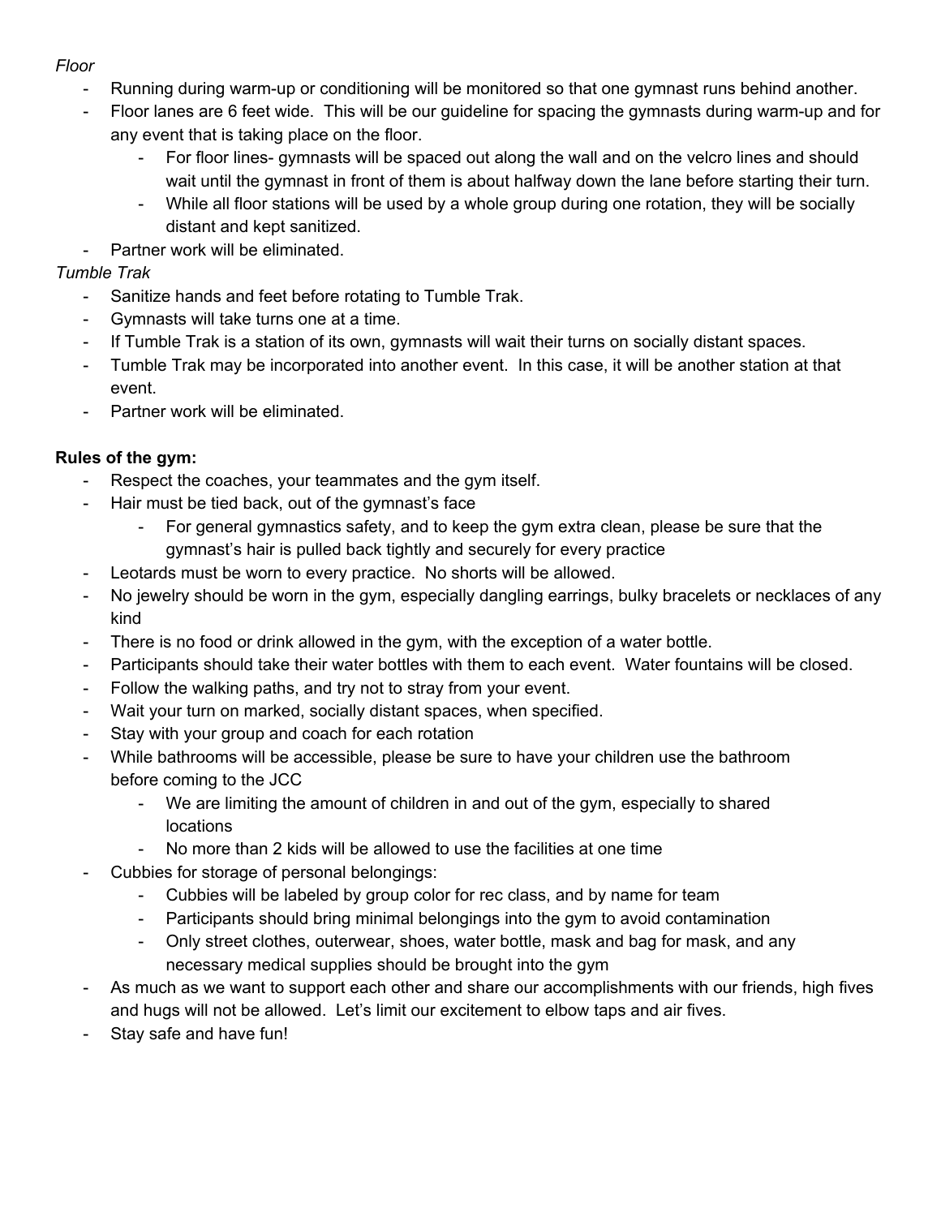*Floor*

- Running during warm-up or conditioning will be monitored so that one gymnast runs behind another.
- Floor lanes are 6 feet wide. This will be our guideline for spacing the gymnasts during warm-up and for any event that is taking place on the floor.
    - For floor lines- gymnasts will be spaced out along the wall and on the velcro lines and should wait until the gymnast in front of them is about halfway down the lane before starting their turn.
    - While all floor stations will be used by a whole group during one rotation, they will be socially distant and kept sanitized.
- Partner work will be eliminated.

*Tumble Trak*

- Sanitize hands and feet before rotating to Tumble Trak.
- Gymnasts will take turns one at a time.
- If Tumble Trak is a station of its own, gymnasts will wait their turns on socially distant spaces.
- Tumble Trak may be incorporated into another event. In this case, it will be another station at that event.
- Partner work will be eliminated.

**Rules of the gym:**

- Respect the coaches, your teammates and the gym itself.
- Hair must be tied back, out of the gymnast's face
    - For general gymnastics safety, and to keep the gym extra clean, please be sure that the gymnast's hair is pulled back tightly and securely for every practice
- Leotards must be worn to every practice. No shorts will be allowed.
- No jewelry should be worn in the gym, especially dangling earrings, bulky bracelets or necklaces of any kind
- There is no food or drink allowed in the gym, with the exception of a water bottle.
- Participants should take their water bottles with them to each event. Water fountains will be closed.
- Follow the walking paths, and try not to stray from your event.
- Wait your turn on marked, socially distant spaces, when specified.
- Stay with your group and coach for each rotation
- While bathrooms will be accessible, please be sure to have your children use the bathroom before coming to the JCC
    - We are limiting the amount of children in and out of the gym, especially to shared locations
    - No more than 2 kids will be allowed to use the facilities at one time
- Cubbies for storage of personal belongings:
    - Cubbies will be labeled by group color for rec class, and by name for team
    - Participants should bring minimal belongings into the gym to avoid contamination
    - Only street clothes, outerwear, shoes, water bottle, mask and bag for mask, and any necessary medical supplies should be brought into the gym
- As much as we want to support each other and share our accomplishments with our friends, high fives and hugs will not be allowed. Let's limit our excitement to elbow taps and air fives.
- Stay safe and have fun!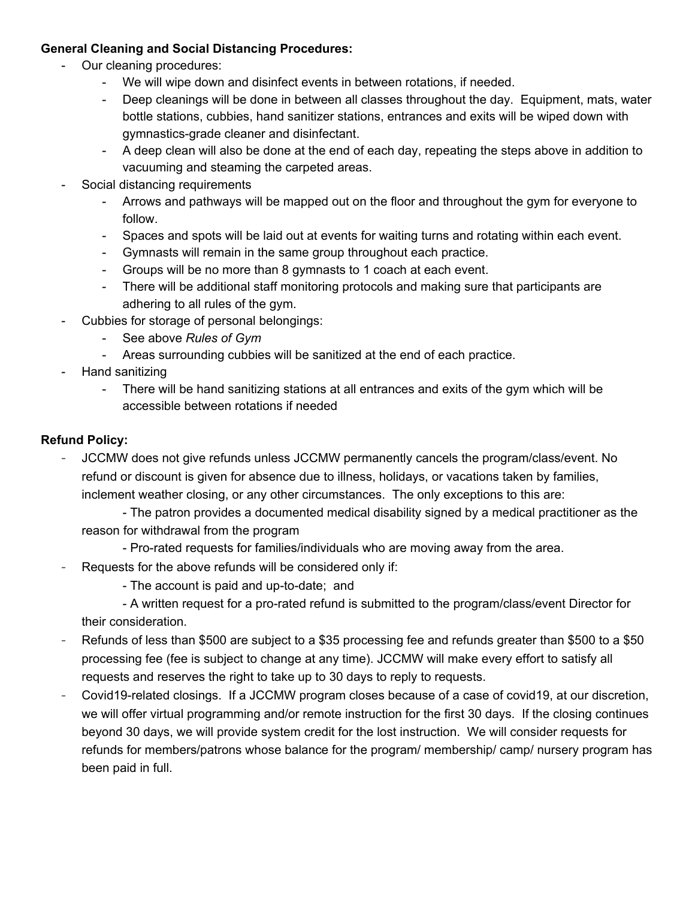**General Cleaning and Social Distancing Procedures:**

- Our cleaning procedures:
  - We will wipe down and disinfect events in between rotations, if needed.
  - Deep cleanings will be done in between all classes throughout the day. Equipment, mats, water bottle stations, cubbies, hand sanitizer stations, entrances and exits will be wiped down with gymnastics-grade cleaner and disinfectant.
  - A deep clean will also be done at the end of each day, repeating the steps above in addition to vacuuming and steaming the carpeted areas.
- Social distancing requirements
  - Arrows and pathways will be mapped out on the floor and throughout the gym for everyone to follow.
  - Spaces and spots will be laid out at events for waiting turns and rotating within each event.
  - Gymnasts will remain in the same group throughout each practice.
  - Groups will be no more than 8 gymnasts to 1 coach at each event.
  - There will be additional staff monitoring protocols and making sure that participants are adhering to all rules of the gym.
- Cubbies for storage of personal belongings:
  - See above *Rules of Gym*
  - Areas surrounding cubbies will be sanitized at the end of each practice.
- Hand sanitizing
  - There will be hand sanitizing stations at all entrances and exits of the gym which will be accessible between rotations if needed

**Refund Policy:**

- JCCMW does not give refunds unless JCCMW permanently cancels the program/class/event. No refund or discount is given for absence due to illness, holidays, or vacations taken by families, inclement weather closing, or any other circumstances. The only exceptions to this are:
  - The patron provides a documented medical disability signed by a medical practitioner as the reason for withdrawal from the program
  - Pro-rated requests for families/individuals who are moving away from the area.
- Requests for the above refunds will be considered only if:
  - The account is paid and up-to-date; and
  - A written request for a pro-rated refund is submitted to the program/class/event Director for their consideration.
- Refunds of less than $500 are subject to a $35 processing fee and refunds greater than $500 to a $50 processing fee (fee is subject to change at any time). JCCMW will make every effort to satisfy all requests and reserves the right to take up to 30 days to reply to requests.
- Covid19-related closings. If a JCCMW program closes because of a case of covid19, at our discretion, we will offer virtual programming and/or remote instruction for the first 30 days. If the closing continues beyond 30 days, we will provide system credit for the lost instruction. We will consider requests for refunds for members/patrons whose balance for the program/ membership/ camp/ nursery program has been paid in full.